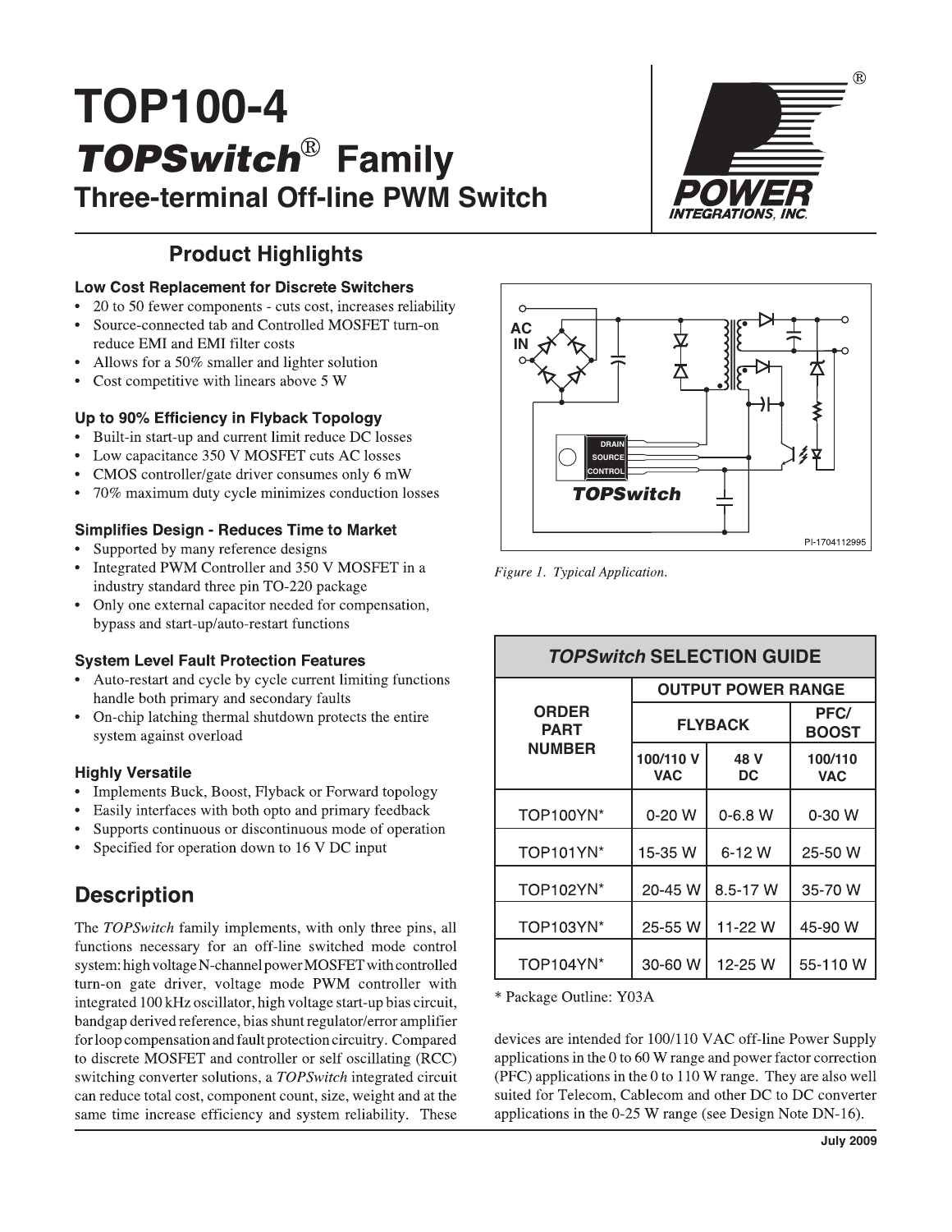# TOP100-4

## *TOPSwitch*® Family

## Three-terminal Off-line PWM Switch

## Product Highlights

### Low Cost Replacement for Discrete Switchers

- 20 to 50 fewer components - cuts cost, increases reliability
- Source-connected tab and Controlled MOSFET turn-on reduce EMI and EMI filter costs
- Allows for a 50% smaller and lighter solution
- Cost competitive with linears above 5 W

### Up to 90% Efficiency in Flyback Topology

- Built-in start-up and current limit reduce DC losses
- Low capacitance 350 V MOSFET cuts AC losses
- CMOS controller/gate driver consumes only 6 mW
- 70% maximum duty cycle minimizes conduction losses

### Simplifies Design - Reduces Time to Market

- Supported by many reference designs
- Integrated PWM Controller and 350 V MOSFET in a industry standard three pin TO-220 package
- Only one external capacitor needed for compensation, bypass and start-up/auto-restart functions

### System Level Fault Protection Features

- Auto-restart and cycle by cycle current limiting functions handle both primary and secondary faults
- On-chip latching thermal shutdown protects the entire system against overload

### Highly Versatile

- Implements Buck, Boost, Flyback or Forward topology
- Easily interfaces with both opto and primary feedback
- Supports continuous or discontinuous mode of operation
- Specified for operation down to 16 V DC input

## Description

The *TOPSwitch* family implements, with only three pins, all functions necessary for an off-line switched mode control system: high voltage N-channel power MOSFET with controlled turn-on gate driver, voltage mode PWM controller with integrated 100 kHz oscillator, high voltage start-up bias circuit, bandgap derived reference, bias shunt regulator/error amplifier for loop compensation and fault protection circuitry. Compared to discrete MOSFET and controller or self oscillating (RCC) switching converter solutions, a *TOPSwitch* integrated circuit can reduce total cost, component count, size, weight and at the same time increase efficiency and system reliability. These devices are intended for 100/110 VAC off-line Power Supply applications in the 0 to 60 W range and power factor correction (PFC) applications in the 0 to 110 W range. They are also well suited for Telecom, Cablecom and other DC to DC converter applications in the 0-25 W range (see Design Note DN-16).

AC IN

DRAIN

SOURCE

CONTROL

TOPSwitch

PI-1704112995

*Figure 1. Typical Application.*

| ***TOPSwitch* SELECTION GUIDE** | | | |
|---|---|---|---|
| **ORDER PART NUMBER** | **OUTPUT POWER RANGE** | | |
| | **FLYBACK** | | **PFC/ BOOST** |
| | **100/110 V VAC** | **48 V DC** | **100/110 VAC** |
| TOP100YN* | 0-20 W | 0-6.8 W | 0-30 W |
| TOP101YN* | 15-35 W | 6-12 W | 25-50 W |
| TOP102YN* | 20-45 W | 8.5-17 W | 35-70 W |
| TOP103YN* | 25-55 W | 11-22 W | 45-90 W |
| TOP104YN* | 30-60 W | 12-25 W | 55-110 W |

\* Package Outline: Y03A

July 2009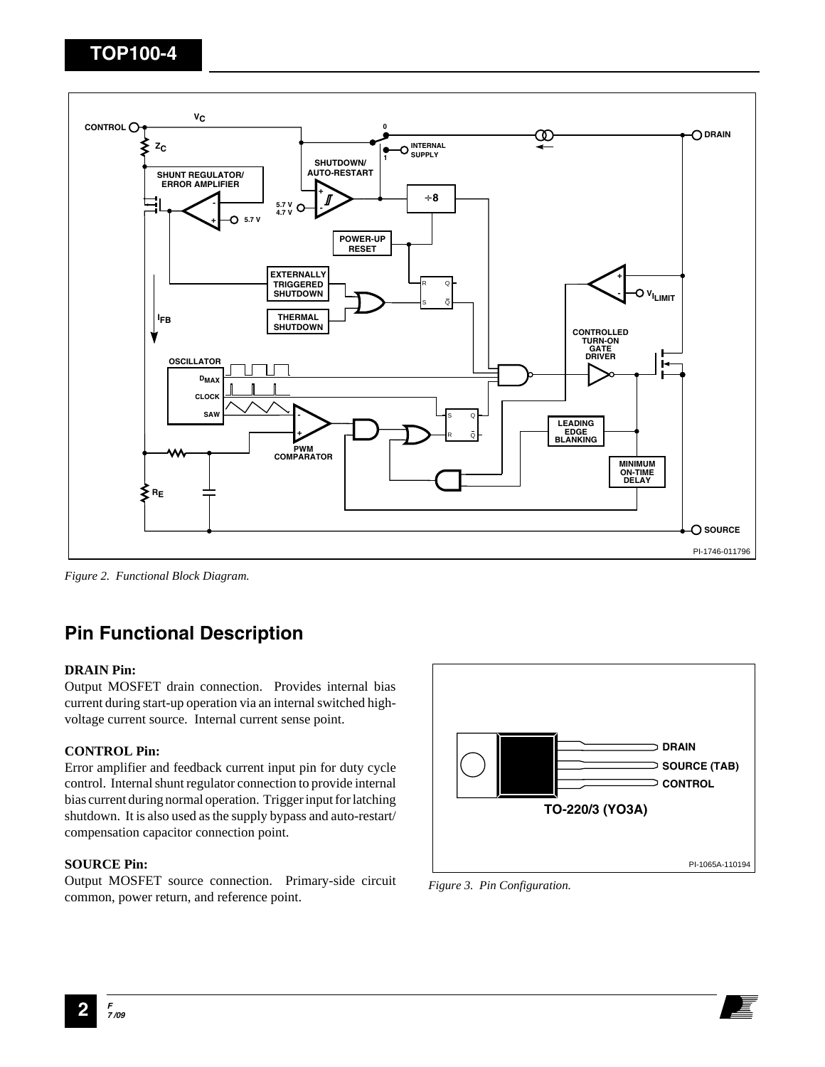Figure 2. Functional Block Diagram.

## Pin Functional Description

**DRAIN Pin:**

Output MOSFET drain connection. Provides internal bias current during start-up operation via an internal switched high-voltage current source. Internal current sense point.

**CONTROL Pin:**

Error amplifier and feedback current input pin for duty cycle control. Internal shunt regulator connection to provide internal bias current during normal operation. Trigger input for latching shutdown. It is also used as the supply bypass and auto-restart/compensation capacitor connection point.

**SOURCE Pin:**

Output MOSFET source connection. Primary-side circuit common, power return, and reference point.

Figure 3. Pin Configuration.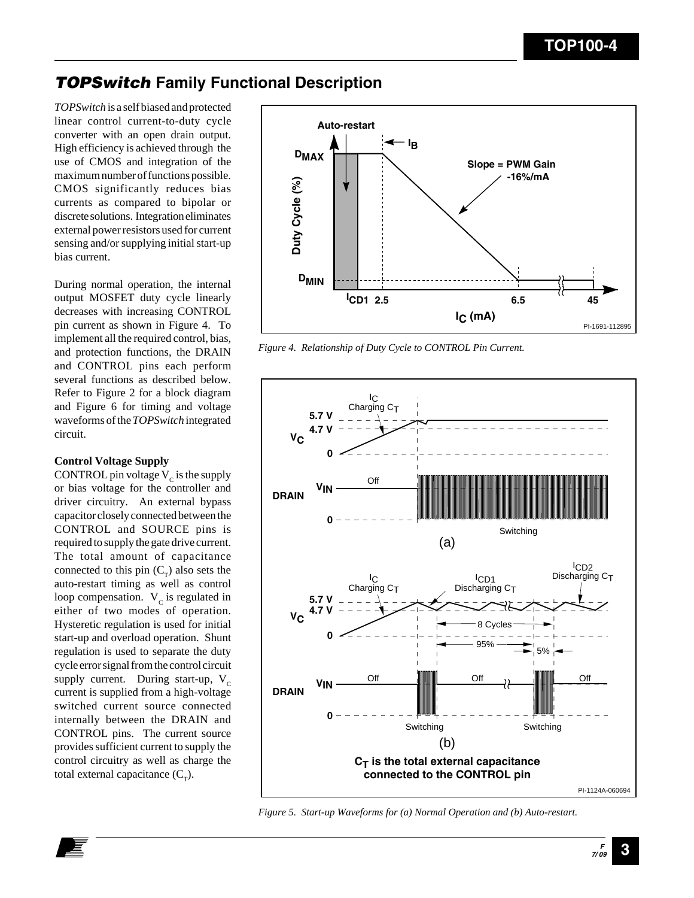# ***TOPSwitch*** Family Functional Description

*TOPSwitch* is a self biased and protected linear control current-to-duty cycle converter with an open drain output. High efficiency is achieved through the use of CMOS and integration of the maximum number of functions possible. CMOS significantly reduces bias currents as compared to bipolar or discrete solutions. Integration eliminates external power resistors used for current sensing and/or supplying initial start-up bias current.

During normal operation, the internal output MOSFET duty cycle linearly decreases with increasing CONTROL pin current as shown in Figure 4. To implement all the required control, bias, and protection functions, the DRAIN and CONTROL pins each perform several functions as described below. Refer to Figure 2 for a block diagram and Figure 6 for timing and voltage waveforms of the *TOPSwitch* integrated circuit.

**Control Voltage Supply**

CONTROL pin voltage $V_C$ is the supply or bias voltage for the controller and driver circuitry. An external bypass capacitor closely connected between the CONTROL and SOURCE pins is required to supply the gate drive current. The total amount of capacitance connected to this pin ($C_T$) also sets the auto-restart timing as well as control loop compensation. $V_C$ is regulated in either of two modes of operation. Hysteretic regulation is used for initial start-up and overload operation. Shunt regulation is used to separate the duty cycle error signal from the control circuit supply current. During start-up, $V_C$ current is supplied from a high-voltage switched current source connected internally between the DRAIN and CONTROL pins. The current source provides sufficient current to supply the control circuitry as well as charge the total external capacitance ($C_T$).

*Figure 4. Relationship of Duty Cycle to CONTROL Pin Current.*

*Figure 5. Start-up Waveforms for (a) Normal Operation and (b) Auto-restart.*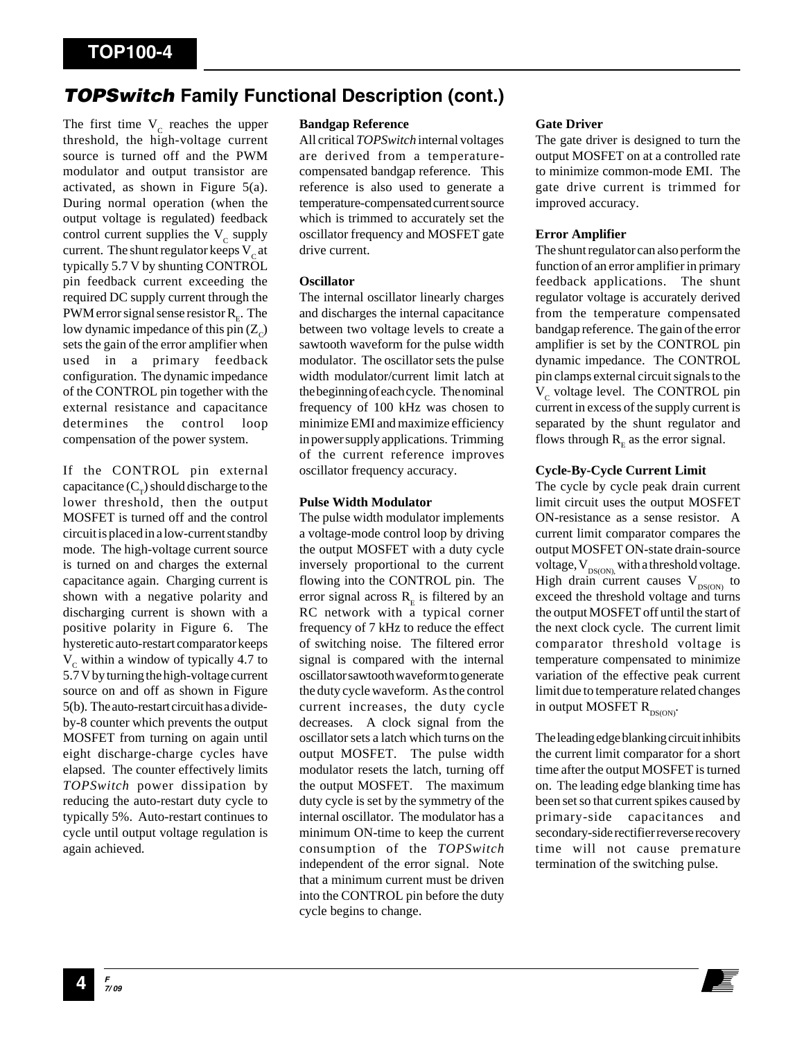## *TOPSwitch* Family Functional Description (cont.)

The first time $V_C$ reaches the upper threshold, the high-voltage current source is turned off and the PWM modulator and output transistor are activated, as shown in Figure 5(a). During normal operation (when the output voltage is regulated) feedback control current supplies the $V_C$ supply current. The shunt regulator keeps $V_C$ at typically 5.7 V by shunting CONTROL pin feedback current exceeding the required DC supply current through the PWM error signal sense resistor $R_E$. The low dynamic impedance of this pin ($Z_C$) sets the gain of the error amplifier when used in a primary feedback configuration. The dynamic impedance of the CONTROL pin together with the external resistance and capacitance determines the control loop compensation of the power system.

If the CONTROL pin external capacitance ($C_T$) should discharge to the lower threshold, then the output MOSFET is turned off and the control circuit is placed in a low-current standby mode. The high-voltage current source is turned on and charges the external capacitance again. Charging current is shown with a negative polarity and discharging current is shown with a positive polarity in Figure 6. The hysteretic auto-restart comparator keeps $V_C$ within a window of typically 4.7 to 5.7 V by turning the high-voltage current source on and off as shown in Figure 5(b). The auto-restart circuit has a divide-by-8 counter which prevents the output MOSFET from turning on again until eight discharge-charge cycles have elapsed. The counter effectively limits *TOPSwitch* power dissipation by reducing the auto-restart duty cycle to typically 5%. Auto-restart continues to cycle until output voltage regulation is again achieved.

**Bandgap Reference**

All critical *TOPSwitch* internal voltages are derived from a temperature-compensated bandgap reference. This reference is also used to generate a temperature-compensated current source which is trimmed to accurately set the oscillator frequency and MOSFET gate drive current.

**Oscillator**

The internal oscillator linearly charges and discharges the internal capacitance between two voltage levels to create a sawtooth waveform for the pulse width modulator. The oscillator sets the pulse width modulator/current limit latch at the beginning of each cycle. The nominal frequency of 100 kHz was chosen to minimize EMI and maximize efficiency in power supply applications. Trimming of the current reference improves oscillator frequency accuracy.

**Pulse Width Modulator**

The pulse width modulator implements a voltage-mode control loop by driving the output MOSFET with a duty cycle inversely proportional to the current flowing into the CONTROL pin. The error signal across $R_E$ is filtered by an RC network with a typical corner frequency of 7 kHz to reduce the effect of switching noise. The filtered error signal is compared with the internal oscillator sawtooth waveform to generate the duty cycle waveform. As the control current increases, the duty cycle decreases. A clock signal from the oscillator sets a latch which turns on the output MOSFET. The pulse width modulator resets the latch, turning off the output MOSFET. The maximum duty cycle is set by the symmetry of the internal oscillator. The modulator has a minimum ON-time to keep the current consumption of the *TOPSwitch* independent of the error signal. Note that a minimum current must be driven into the CONTROL pin before the duty cycle begins to change.

**Gate Driver**

The gate driver is designed to turn the output MOSFET on at a controlled rate to minimize common-mode EMI. The gate drive current is trimmed for improved accuracy.

**Error Amplifier**

The shunt regulator can also perform the function of an error amplifier in primary feedback applications. The shunt regulator voltage is accurately derived from the temperature compensated bandgap reference. The gain of the error amplifier is set by the CONTROL pin dynamic impedance. The CONTROL pin clamps external circuit signals to the $V_C$ voltage level. The CONTROL pin current in excess of the supply current is separated by the shunt regulator and flows through $R_E$ as the error signal.

**Cycle-By-Cycle Current Limit**

The cycle by cycle peak drain current limit circuit uses the output MOSFET ON-resistance as a sense resistor. A current limit comparator compares the output MOSFET ON-state drain-source voltage, $V_{DS(ON)}$, with a threshold voltage. High drain current causes $V_{DS(ON)}$ to exceed the threshold voltage and turns the output MOSFET off until the start of the next clock cycle. The current limit comparator threshold voltage is temperature compensated to minimize variation of the effective peak current limit due to temperature related changes in output MOSFET $R_{DS(ON)}$.

The leading edge blanking circuit inhibits the current limit comparator for a short time after the output MOSFET is turned on. The leading edge blanking time has been set so that current spikes caused by primary-side capacitances and secondary-side rectifier reverse recovery time will not cause premature termination of the switching pulse.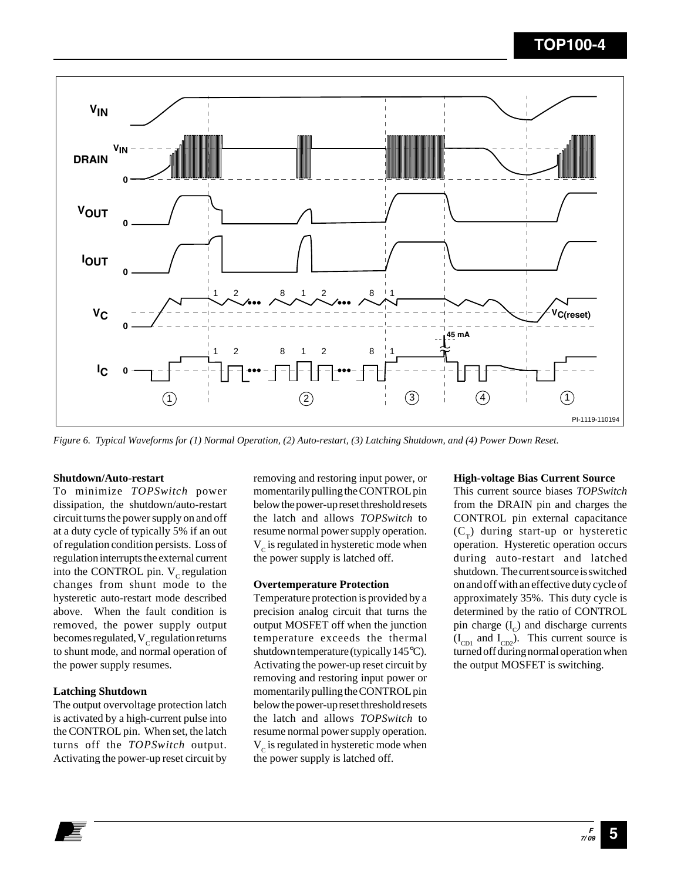*Figure 6. Typical Waveforms for (1) Normal Operation, (2) Auto-restart, (3) Latching Shutdown, and (4) Power Down Reset.*

**Shutdown/Auto-restart**

To minimize *TOPSwitch* power dissipation, the shutdown/auto-restart circuit turns the power supply on and off at a duty cycle of typically 5% if an out of regulation condition persists. Loss of regulation interrupts the external current into the CONTROL pin. $V_C$ regulation changes from shunt mode to the hysteretic auto-restart mode described above. When the fault condition is removed, the power supply output becomes regulated, $V_C$ regulation returns to shunt mode, and normal operation of the power supply resumes.

**Latching Shutdown**

The output overvoltage protection latch is activated by a high-current pulse into the CONTROL pin. When set, the latch turns off the *TOPSwitch* output. Activating the power-up reset circuit by removing and restoring input power, or momentarily pulling the CONTROL pin below the power-up reset threshold resets the latch and allows *TOPSwitch* to resume normal power supply operation. $V_C$ is regulated in hysteretic mode when the power supply is latched off.

**Overtemperature Protection**

Temperature protection is provided by a precision analog circuit that turns the output MOSFET off when the junction temperature exceeds the thermal shutdown temperature (typically 145°C). Activating the power-up reset circuit by removing and restoring input power or momentarily pulling the CONTROL pin below the power-up reset threshold resets the latch and allows *TOPSwitch* to resume normal power supply operation. $V_C$ is regulated in hysteretic mode when the power supply is latched off.

**High-voltage Bias Current Source**

This current source biases *TOPSwitch* from the DRAIN pin and charges the CONTROL pin external capacitance ($C_T$) during start-up or hysteretic operation. Hysteretic operation occurs during auto-restart and latched shutdown. The current source is switched on and off with an effective duty cycle of approximately 35%. This duty cycle is determined by the ratio of CONTROL pin charge ($I_C$) and discharge currents ($I_{CD1}$ and $I_{CD2}$). This current source is turned off during normal operation when the output MOSFET is switching.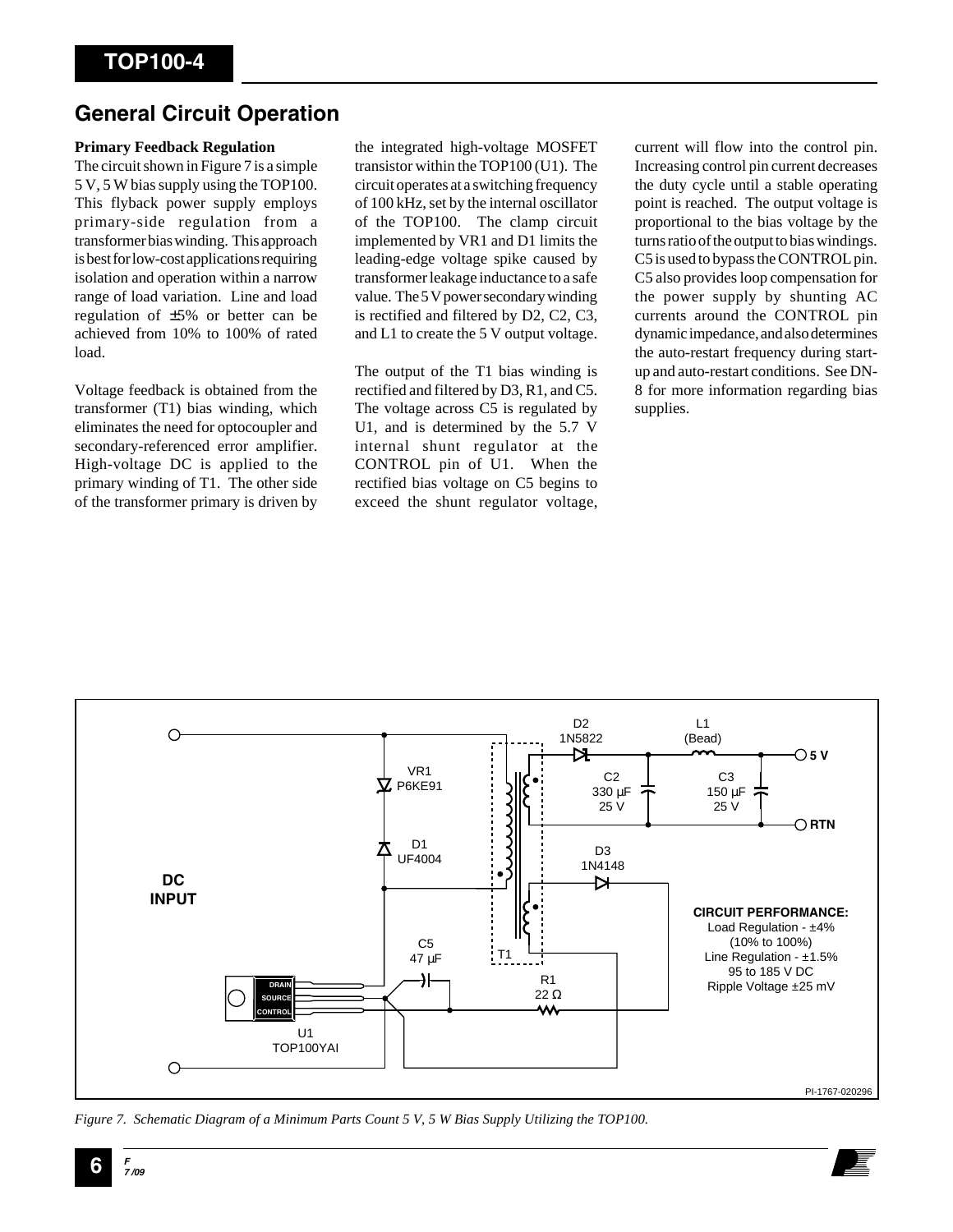## General Circuit Operation

**Primary Feedback Regulation**

The circuit shown in Figure 7 is a simple 5 V, 5 W bias supply using the TOP100. This flyback power supply employs primary-side regulation from a transformer bias winding. This approach is best for low-cost applications requiring isolation and operation within a narrow range of load variation. Line and load regulation of ±5% or better can be achieved from 10% to 100% of rated load.

Voltage feedback is obtained from the transformer (T1) bias winding, which eliminates the need for optocoupler and secondary-referenced error amplifier. High-voltage DC is applied to the primary winding of T1. The other side of the transformer primary is driven by the integrated high-voltage MOSFET transistor within the TOP100 (U1). The circuit operates at a switching frequency of 100 kHz, set by the internal oscillator of the TOP100. The clamp circuit implemented by VR1 and D1 limits the leading-edge voltage spike caused by transformer leakage inductance to a safe value. The 5 V power secondary winding is rectified and filtered by D2, C2, C3, and L1 to create the 5 V output voltage.

The output of the T1 bias winding is rectified and filtered by D3, R1, and C5. The voltage across C5 is regulated by U1, and is determined by the 5.7 V internal shunt regulator at the CONTROL pin of U1. When the rectified bias voltage on C5 begins to exceed the shunt regulator voltage, current will flow into the control pin. Increasing control pin current decreases the duty cycle until a stable operating point is reached. The output voltage is proportional to the bias voltage by the turns ratio of the output to bias windings. C5 is used to bypass the CONTROL pin. C5 also provides loop compensation for the power supply by shunting AC currents around the CONTROL pin dynamic impedance, and also determines the auto-restart frequency during start-up and auto-restart conditions. See DN-8 for more information regarding bias supplies.

DC INPUT; VR1 P6KE91; D1 UF4004; D2 1N5822; L1 (Bead); C2 330 µF 25 V; C3 150 µF 25 V; 5 V; RTN; D3 1N4148; T1; C5 47 µF; R1 22 Ω; U1 TOP100YAI (DRAIN, SOURCE, CONTROL)

**CIRCUIT PERFORMANCE:**
Load Regulation - ±4% (10% to 100%)
Line Regulation - ±1.5% 95 to 185 V DC
Ripple Voltage ±25 mV

PI-1767-020296

*Figure 7. Schematic Diagram of a Minimum Parts Count 5 V, 5 W Bias Supply Utilizing the TOP100.*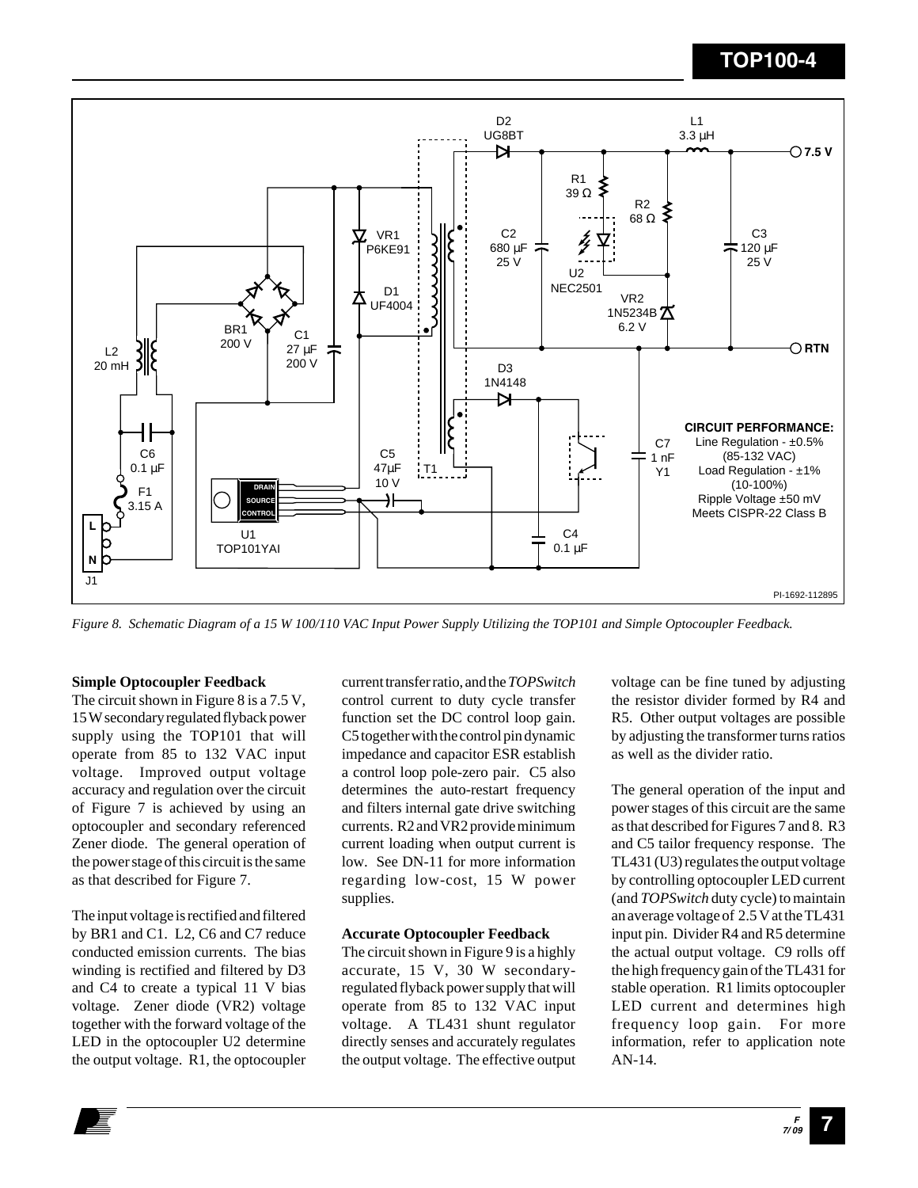Figure 8. Schematic Diagram of a 15 W 100/110 VAC Input Power Supply Utilizing the TOP101 and Simple Optocoupler Feedback.

**Simple Optocoupler Feedback**

The circuit shown in Figure 8 is a 7.5 V, 15 W secondary regulated flyback power supply using the TOP101 that will operate from 85 to 132 VAC input voltage. Improved output voltage accuracy and regulation over the circuit of Figure 7 is achieved by using an optocoupler and secondary referenced Zener diode. The general operation of the power stage of this circuit is the same as that described for Figure 7.

The input voltage is rectified and filtered by BR1 and C1. L2, C6 and C7 reduce conducted emission currents. The bias winding is rectified and filtered by D3 and C4 to create a typical 11 V bias voltage. Zener diode (VR2) voltage together with the forward voltage of the LED in the optocoupler U2 determine the output voltage. R1, the optocoupler current transfer ratio, and the *TOPSwitch* control current to duty cycle transfer function set the DC control loop gain. C5 together with the control pin dynamic impedance and capacitor ESR establish a control loop pole-zero pair. C5 also determines the auto-restart frequency and filters internal gate drive switching currents. R2 and VR2 provide minimum current loading when output current is low. See DN-11 for more information regarding low-cost, 15 W power supplies.

**Accurate Optocoupler Feedback**

The circuit shown in Figure 9 is a highly accurate, 15 V, 30 W secondary-regulated flyback power supply that will operate from 85 to 132 VAC input voltage. A TL431 shunt regulator directly senses and accurately regulates the output voltage. The effective output voltage can be fine tuned by adjusting the resistor divider formed by R4 and R5. Other output voltages are possible by adjusting the transformer turns ratios as well as the divider ratio.

The general operation of the input and power stages of this circuit are the same as that described for Figures 7 and 8. R3 and C5 tailor frequency response. The TL431 (U3) regulates the output voltage by controlling optocoupler LED current (and *TOPSwitch* duty cycle) to maintain an average voltage of 2.5 V at the TL431 input pin. Divider R4 and R5 determine the actual output voltage. C9 rolls off the high frequency gain of the TL431 for stable operation. R1 limits optocoupler LED current and determines high frequency loop gain. For more information, refer to application note AN-14.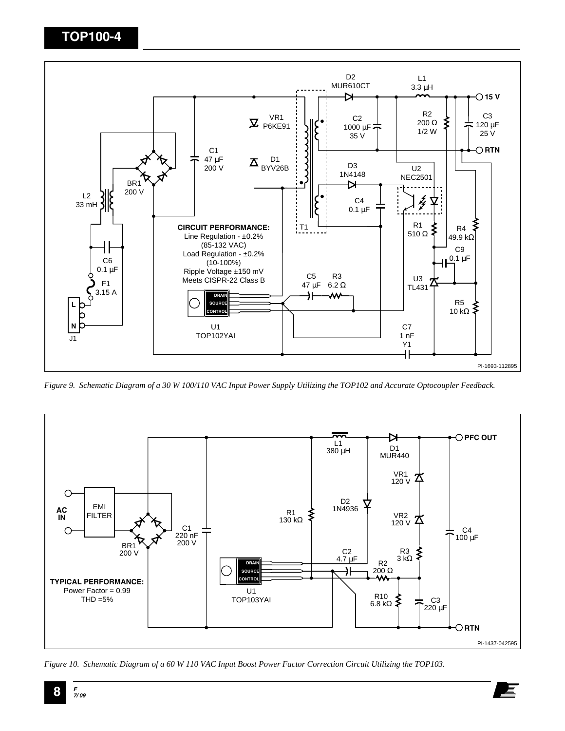**CIRCUIT PERFORMANCE:**
Line Regulation - ±0.2%
(85-132 VAC)
Load Regulation - ±0.2%
(10-100%)
Ripple Voltage ±150 mV
Meets CISPR-22 Class B

PI-1693-112895

*Figure 9. Schematic Diagram of a 30 W 100/110 VAC Input Power Supply Utilizing the TOP102 and Accurate Optocoupler Feedback.*

**TYPICAL PERFORMANCE:**
Power Factor = 0.99
THD =5%

PI-1437-042595

*Figure 10. Schematic Diagram of a 60 W 110 VAC Input Boost Power Factor Correction Circuit Utilizing the TOP103.*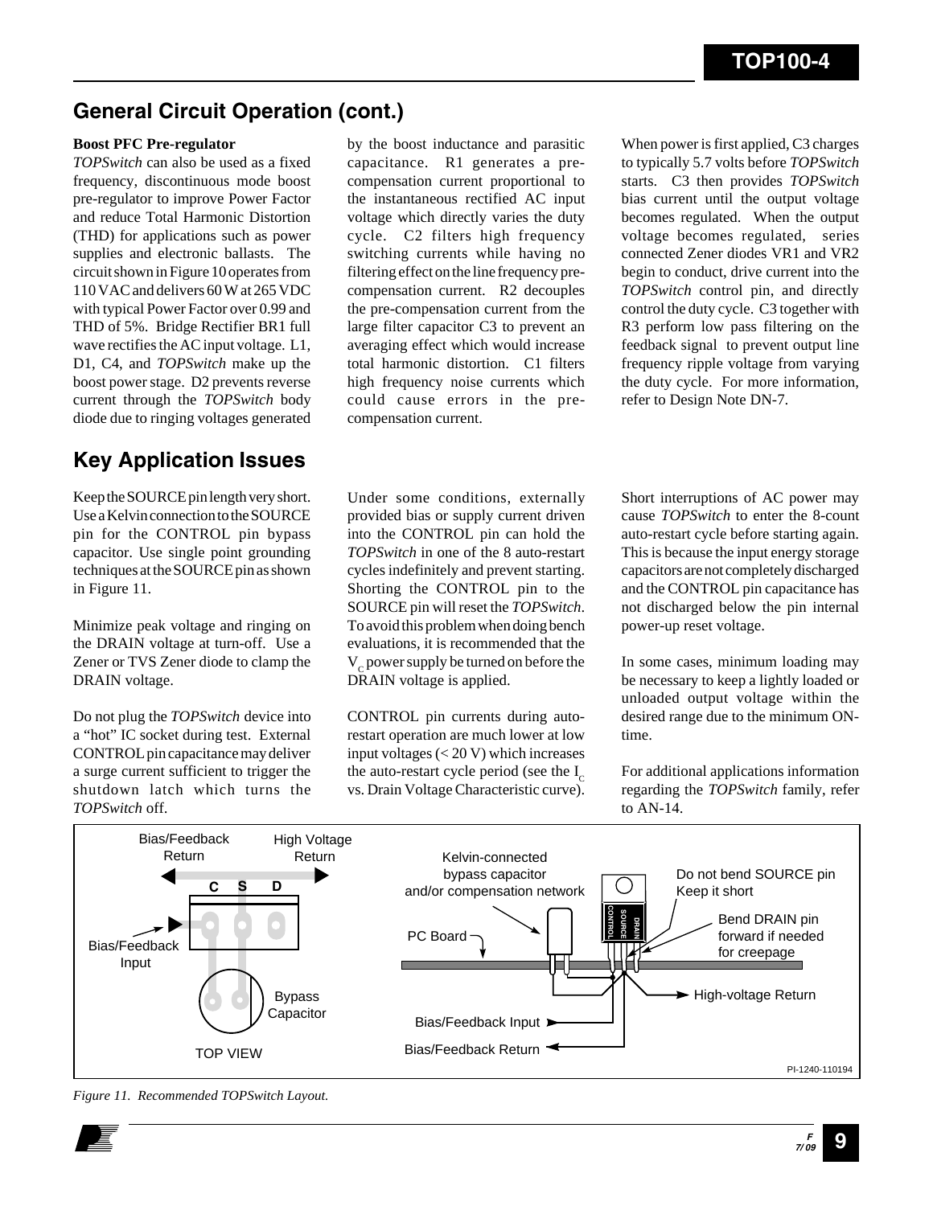## General Circuit Operation (cont.)

**Boost PFC Pre-regulator**

*TOPSwitch* can also be used as a fixed frequency, discontinuous mode boost pre-regulator to improve Power Factor and reduce Total Harmonic Distortion (THD) for applications such as power supplies and electronic ballasts. The circuit shown in Figure 10 operates from 110 VAC and delivers 60 W at 265 VDC with typical Power Factor over 0.99 and THD of 5%. Bridge Rectifier BR1 full wave rectifies the AC input voltage. L1, D1, C4, and *TOPSwitch* make up the boost power stage. D2 prevents reverse current through the *TOPSwitch* body diode due to ringing voltages generated by the boost inductance and parasitic capacitance. R1 generates a pre-compensation current proportional to the instantaneous rectified AC input voltage which directly varies the duty cycle. C2 filters high frequency switching currents while having no filtering effect on the line frequency pre-compensation current. R2 decouples the pre-compensation current from the large filter capacitor C3 to prevent an averaging effect which would increase total harmonic distortion. C1 filters high frequency noise currents which could cause errors in the pre-compensation current.

When power is first applied, C3 charges to typically 5.7 volts before *TOPSwitch* starts. C3 then provides *TOPSwitch* bias current until the output voltage becomes regulated. When the output voltage becomes regulated, series connected Zener diodes VR1 and VR2 begin to conduct, drive current into the *TOPSwitch* control pin, and directly control the duty cycle. C3 together with R3 perform low pass filtering on the feedback signal to prevent output line frequency ripple voltage from varying the duty cycle. For more information, refer to Design Note DN-7.

## Key Application Issues

Keep the SOURCE pin length very short. Use a Kelvin connection to the SOURCE pin for the CONTROL pin bypass capacitor. Use single point grounding techniques at the SOURCE pin as shown in Figure 11.

Minimize peak voltage and ringing on the DRAIN voltage at turn-off. Use a Zener or TVS Zener diode to clamp the DRAIN voltage.

Do not plug the *TOPSwitch* device into a "hot" IC socket during test. External CONTROL pin capacitance may deliver a surge current sufficient to trigger the shutdown latch which turns the *TOPSwitch* off.

Under some conditions, externally provided bias or supply current driven into the CONTROL pin can hold the *TOPSwitch* in one of the 8 auto-restart cycles indefinitely and prevent starting. Shorting the CONTROL pin to the SOURCE pin will reset the *TOPSwitch*. To avoid this problem when doing bench evaluations, it is recommended that the $V_C$ power supply be turned on before the DRAIN voltage is applied.

CONTROL pin currents during auto-restart operation are much lower at low input voltages (< 20 V) which increases the auto-restart cycle period (see the $I_C$ vs. Drain Voltage Characteristic curve).

Short interruptions of AC power may cause *TOPSwitch* to enter the 8-count auto-restart cycle before starting again. This is because the input energy storage capacitors are not completely discharged and the CONTROL pin capacitance has not discharged below the pin internal power-up reset voltage.

In some cases, minimum loading may be necessary to keep a lightly loaded or unloaded output voltage within the desired range due to the minimum ON-time.

For additional applications information regarding the *TOPSwitch* family, refer to AN-14.

*Figure 11. Recommended TOPSwitch Layout.*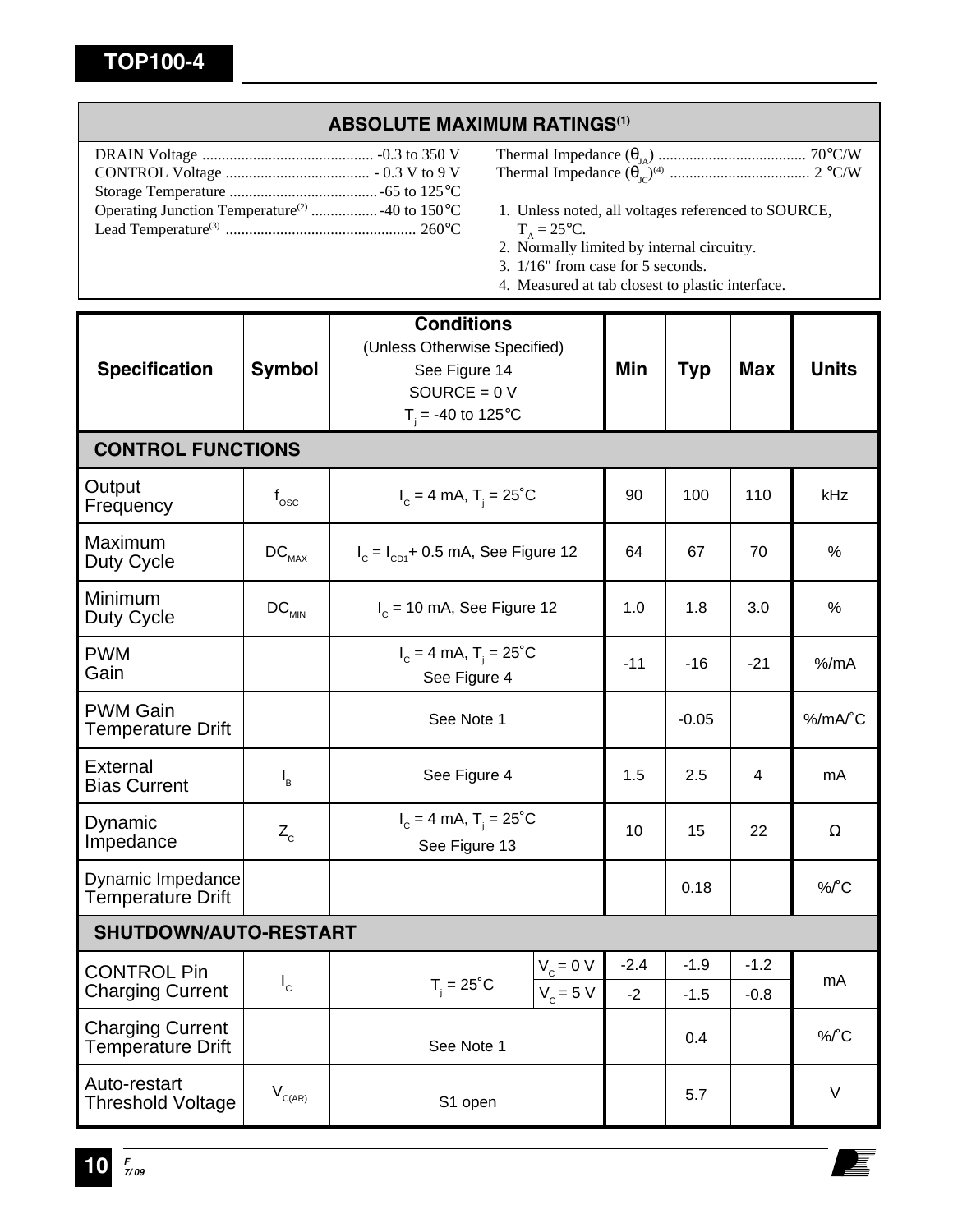## ABSOLUTE MAXIMUM RATINGS[1]

DRAIN Voltage ........................................... -0.3 to 350 V
CONTROL Voltage .................................... - 0.3 V to 9 V
Storage Temperature ...................................... -65 to 125°C
Operating Junction Temperature[2] ................. -40 to 150°C
Lead Temperature[3] ................................................ 260°C

Thermal Impedance ($\theta_{JA}$) ...................................... 70°C/W
Thermal Impedance ($\theta_{JC}$)[4] .................................... 2 °C/W

1. Unless noted, all voltages referenced to SOURCE, $T_A$ = 25°C.
2. Normally limited by internal circuitry.
3. 1/16" from case for 5 seconds.
4. Measured at tab closest to plastic interface.

| Specification | Symbol | Conditions (Unless Otherwise Specified) See Figure 14 SOURCE = 0 V $T_j$ = -40 to 125°C | | Min | Typ | Max | Units |
|---|---|---|---|---|---|---|---|
| **CONTROL FUNCTIONS** | | | | | | | |
| Output Frequency | $f_{OSC}$ | $I_C$ = 4 mA, $T_j$ = 25°C | | 90 | 100 | 110 | kHz |
| Maximum Duty Cycle | $DC_{MAX}$ | $I_C = I_{CD1}$+ 0.5 mA, See Figure 12 | | 64 | 67 | 70 | % |
| Minimum Duty Cycle | $DC_{MIN}$ | $I_C$ = 10 mA, See Figure 12 | | 1.0 | 1.8 | 3.0 | % |
| PWM Gain | | $I_C$ = 4 mA, $T_j$ = 25°C See Figure 4 | | -11 | -16 | -21 | %/mA |
| PWM Gain Temperature Drift | | See Note 1 | | | -0.05 | | %/mA/°C |
| External Bias Current | $I_B$ | See Figure 4 | | 1.5 | 2.5 | 4 | mA |
| Dynamic Impedance | $Z_C$ | $I_C$ = 4 mA, $T_j$ = 25°C See Figure 13 | | 10 | 15 | 22 | Ω |
| Dynamic Impedance Temperature Drift | | | | | 0.18 | | %/°C |
| **SHUTDOWN/AUTO-RESTART** | | | | | | | |
| CONTROL Pin Charging Current | $I_C$ | $T_j$ = 25°C | $V_C$ = 0 V | -2.4 | -1.9 | -1.2 | mA |
| | | | $V_C$ = 5 V | -2 | -1.5 | -0.8 | |
| Charging Current Temperature Drift | | See Note 1 | | | 0.4 | | %/°C |
| Auto-restart Threshold Voltage | $V_{C(AR)}$ | S1 open | | | 5.7 | | V |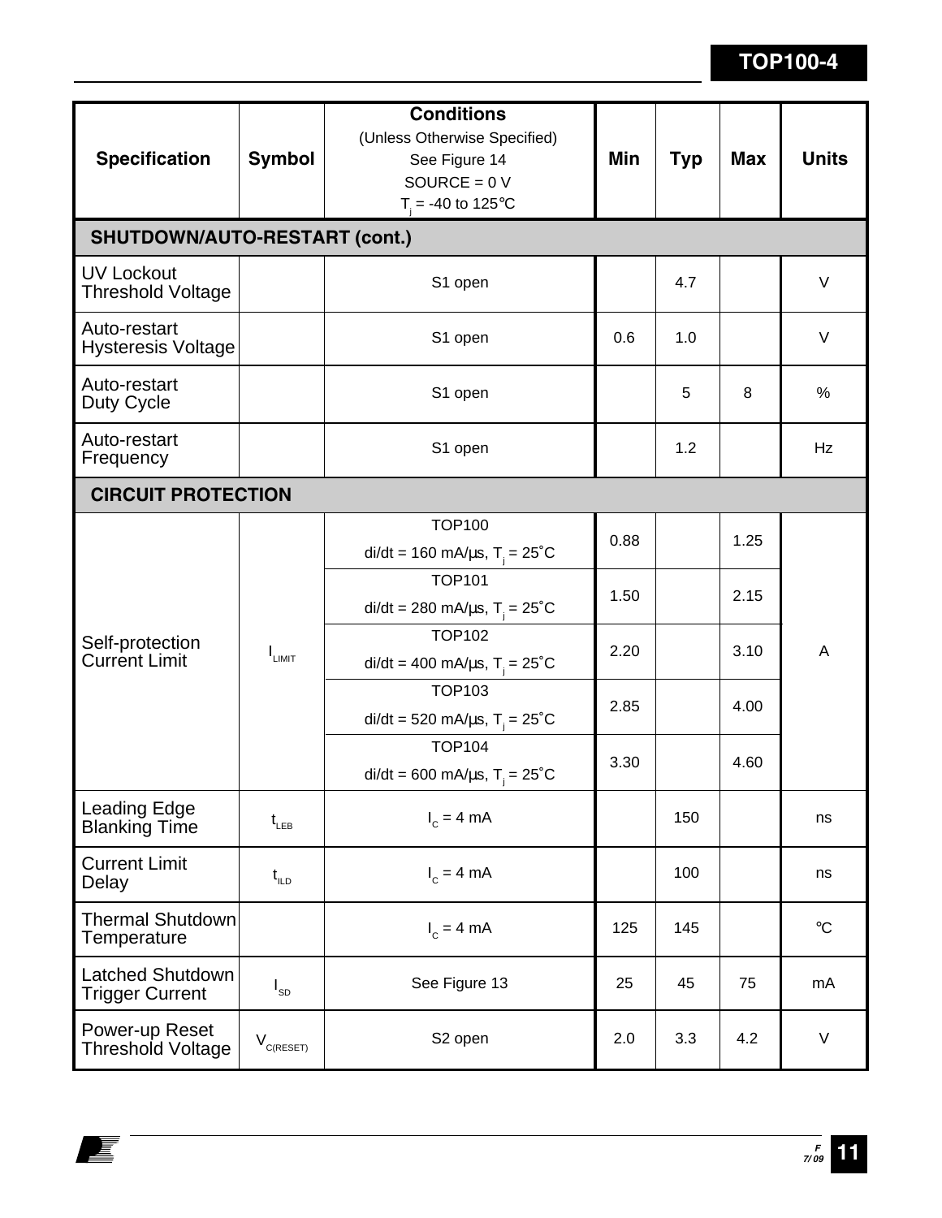| Specification | Symbol | Conditions (Unless Otherwise Specified) See Figure 14 SOURCE = 0 V $T_j$ = -40 to 125°C | Min | Typ | Max | Units |
|---|---|---|---|---|---|---|
| **SHUTDOWN/AUTO-RESTART (cont.)** | | | | | | |
| UV Lockout Threshold Voltage | | S1 open | | 4.7 | | V |
| Auto-restart Hysteresis Voltage | | S1 open | 0.6 | 1.0 | | V |
| Auto-restart Duty Cycle | | S1 open | | 5 | 8 | % |
| Auto-restart Frequency | | S1 open | | 1.2 | | Hz |
| **CIRCUIT PROTECTION** | | | | | | |
| Self-protection Current Limit | $I_{LIMIT}$ | TOP100 di/dt = 160 mA/µs, $T_j$ = 25˚C | 0.88 | | 1.25 | A |
| | | TOP101 di/dt = 280 mA/µs, $T_j$ = 25˚C | 1.50 | | 2.15 | |
| | | TOP102 di/dt = 400 mA/µs, $T_j$ = 25˚C | 2.20 | | 3.10 | |
| | | TOP103 di/dt = 520 mA/µs, $T_j$ = 25˚C | 2.85 | | 4.00 | |
| | | TOP104 di/dt = 600 mA/µs, $T_j$ = 25˚C | 3.30 | | 4.60 | |
| Leading Edge Blanking Time | $t_{LEB}$ | $I_C$ = 4 mA | | 150 | | ns |
| Current Limit Delay | $t_{ILD}$ | $I_C$ = 4 mA | | 100 | | ns |
| Thermal Shutdown Temperature | | $I_C$ = 4 mA | 125 | 145 | | °C |
| Latched Shutdown Trigger Current | $I_{SD}$ | See Figure 13 | 25 | 45 | 75 | mA |
| Power-up Reset Threshold Voltage | $V_{C(RESET)}$ | S2 open | 2.0 | 3.3 | 4.2 | V |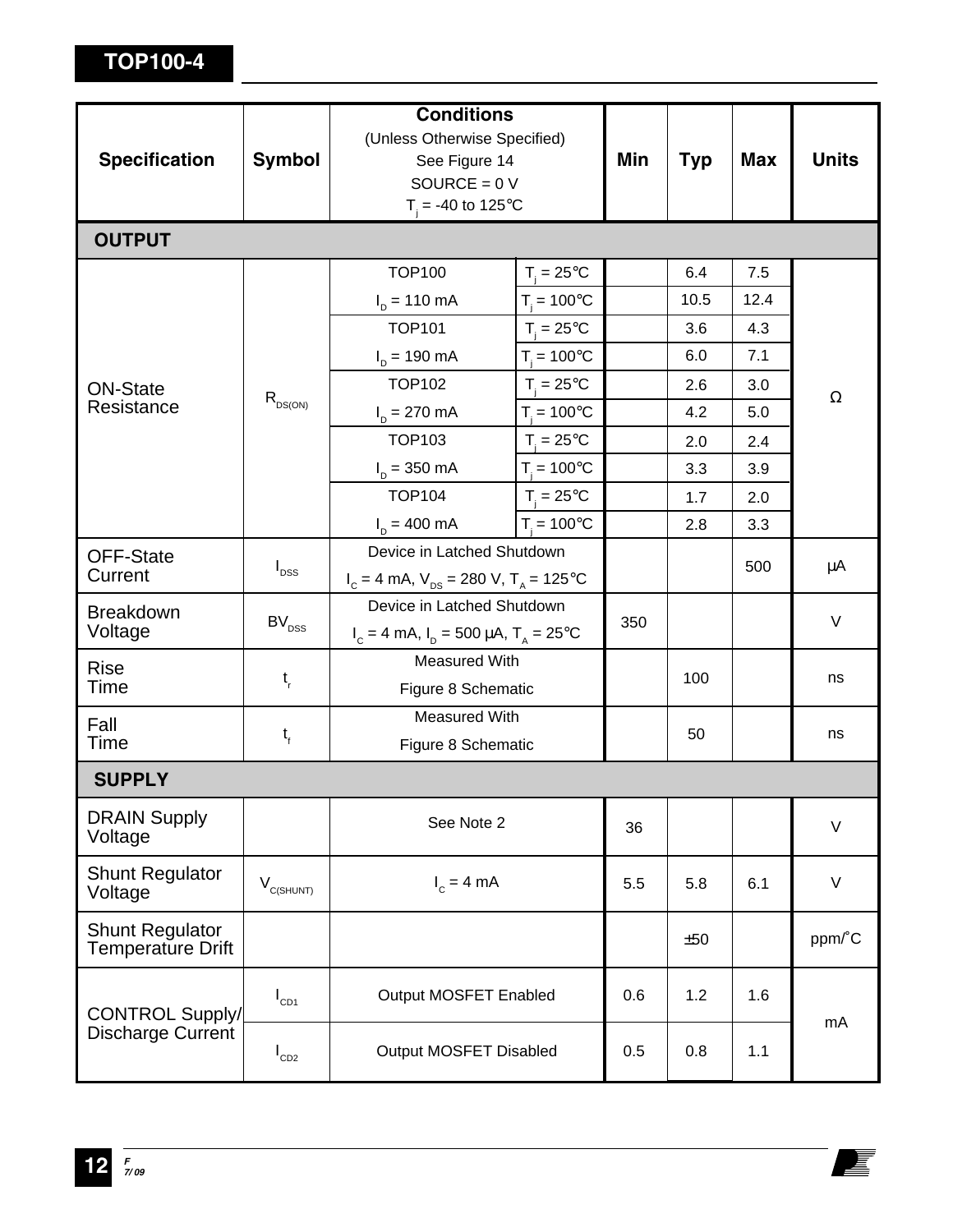| Specification | Symbol | Conditions (Unless Otherwise Specified) See Figure 14 SOURCE = 0 V $T_j$ = -40 to 125°C | | Min | Typ | Max | Units |
|---|---|---|---|---|---|---|---|
| **OUTPUT** | | | | | | | |
| ON-State Resistance | $R_{DS(ON)}$ | TOP100 | $T_j$ = 25°C | | 6.4 | 7.5 | Ω |
| | | $I_D$ = 110 mA | $T_j$ = 100°C | | 10.5 | 12.4 | |
| | | TOP101 | $T_j$ = 25°C | | 3.6 | 4.3 | |
| | | $I_D$ = 190 mA | $T_j$ = 100°C | | 6.0 | 7.1 | |
| | | TOP102 | $T_j$ = 25°C | | 2.6 | 3.0 | |
| | | $I_D$ = 270 mA | $T_j$ = 100°C | | 4.2 | 5.0 | |
| | | TOP103 | $T_j$ = 25°C | | 2.0 | 2.4 | |
| | | $I_D$ = 350 mA | $T_j$ = 100°C | | 3.3 | 3.9 | |
| | | TOP104 | $T_j$ = 25°C | | 1.7 | 2.0 | |
| | | $I_D$ = 400 mA | $T_j$ = 100°C | | 2.8 | 3.3 | |
| OFF-State Current | $I_{DSS}$ | Device in Latched Shutdown $I_C$ = 4 mA, $V_{DS}$ = 280 V, $T_A$ = 125°C | | | | 500 | μA |
| Breakdown Voltage | $BV_{DSS}$ | Device in Latched Shutdown $I_C$ = 4 mA, $I_D$ = 500 μA, $T_A$ = 25°C | | 350 | | | V |
| Rise Time | $t_r$ | Measured With Figure 8 Schematic | | | 100 | | ns |
| Fall Time | $t_f$ | Measured With Figure 8 Schematic | | | 50 | | ns |
| **SUPPLY** | | | | | | | |
| DRAIN Supply Voltage | | See Note 2 | | 36 | | | V |
| Shunt Regulator Voltage | $V_{C(SHUNT)}$ | $I_C$ = 4 mA | | 5.5 | 5.8 | 6.1 | V |
| Shunt Regulator Temperature Drift | | | | | ±50 | | ppm/°C |
| CONTROL Supply/ Discharge Current | $I_{CD1}$ | Output MOSFET Enabled | | 0.6 | 1.2 | 1.6 | mA |
| | $I_{CD2}$ | Output MOSFET Disabled | | 0.5 | 0.8 | 1.1 | |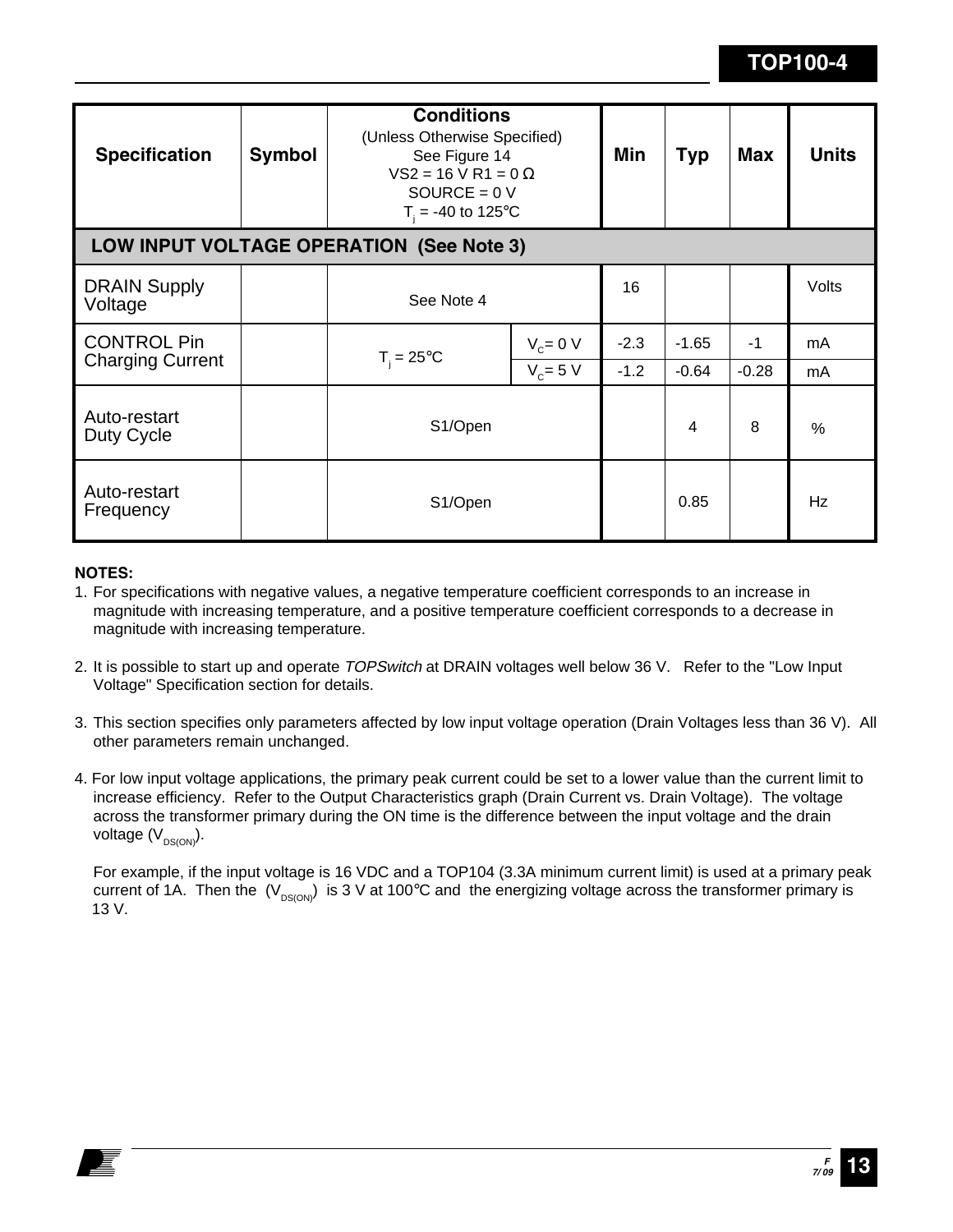| Specification | Symbol | Conditions<br>(Unless Otherwise Specified)<br>See Figure 14<br>VS2 = 16 V R1 = 0 Ω<br>SOURCE = 0 V<br>$T_j$ = -40 to 125°C | | Min | Typ | Max | Units |
|---|---|---|---|---|---|---|---|
| **LOW INPUT VOLTAGE OPERATION (See Note 3)** | | | | | | | |
| DRAIN Supply Voltage | | See Note 4 | | 16 | | | Volts |
| CONTROL Pin Charging Current | | $T_j$ = 25°C | $V_C$= 0 V | -2.3 | -1.65 | -1 | mA |
| | | | $V_C$= 5 V | -1.2 | -0.64 | -0.28 | mA |
| Auto-restart Duty Cycle | | S1/Open | | | 4 | 8 | % |
| Auto-restart Frequency | | S1/Open | | | 0.85 | | Hz |

**NOTES:**

1. For specifications with negative values, a negative temperature coefficient corresponds to an increase in magnitude with increasing temperature, and a positive temperature coefficient corresponds to a decrease in magnitude with increasing temperature.

2. It is possible to start up and operate *TOPSwitch* at DRAIN voltages well below 36 V. Refer to the "Low Input Voltage" Specification section for details.

3. This section specifies only parameters affected by low input voltage operation (Drain Voltages less than 36 V). All other parameters remain unchanged.

4. For low input voltage applications, the primary peak current could be set to a lower value than the current limit to increase efficiency. Refer to the Output Characteristics graph (Drain Current vs. Drain Voltage). The voltage across the transformer primary during the ON time is the difference between the input voltage and the drain voltage ($V_{DS(ON)}$).

   For example, if the input voltage is 16 VDC and a TOP104 (3.3A minimum current limit) is used at a primary peak current of 1A. Then the ($V_{DS(ON)}$) is 3 V at 100°C and the energizing voltage across the transformer primary is 13 V.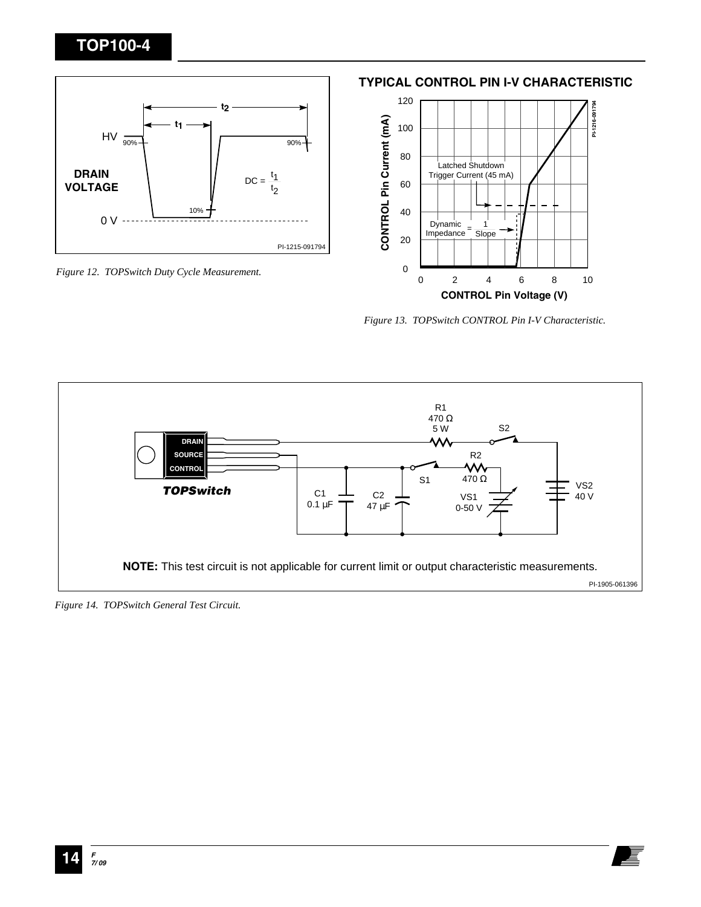Figure 12. TOPSwitch Duty Cycle Measurement.

Figure 13. TOPSwitch CONTROL Pin I-V Characteristic.

Figure 14. TOPSwitch General Test Circuit.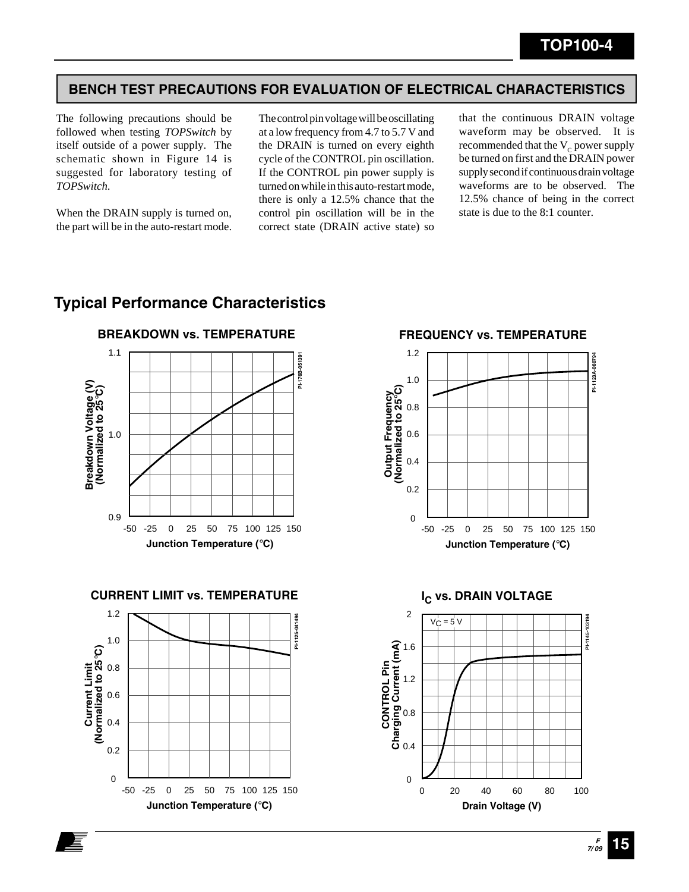## BENCH TEST PRECAUTIONS FOR EVALUATION OF ELECTRICAL CHARACTERISTICS

The following precautions should be followed when testing *TOPSwitch* by itself outside of a power supply. The schematic shown in Figure 14 is suggested for laboratory testing of *TOPSwitch.*

When the DRAIN supply is turned on, the part will be in the auto-restart mode. The control pin voltage will be oscillating at a low frequency from 4.7 to 5.7 V and the DRAIN is turned on every eighth cycle of the CONTROL pin oscillation. If the CONTROL pin power supply is turned on while in this auto-restart mode, there is only a 12.5% chance that the control pin oscillation will be in the correct state (DRAIN active state) so that the continuous DRAIN voltage waveform may be observed. It is recommended that the $V_C$ power supply be turned on first and the DRAIN power supply second if continuous drain voltage waveforms are to be observed. The 12.5% chance of being in the correct state is due to the 8:1 counter.

## Typical Performance Characteristics

**BREAKDOWN vs. TEMPERATURE**

**FREQUENCY vs. TEMPERATURE**

**CURRENT LIMIT vs. TEMPERATURE**

**$I_C$ vs. DRAIN VOLTAGE**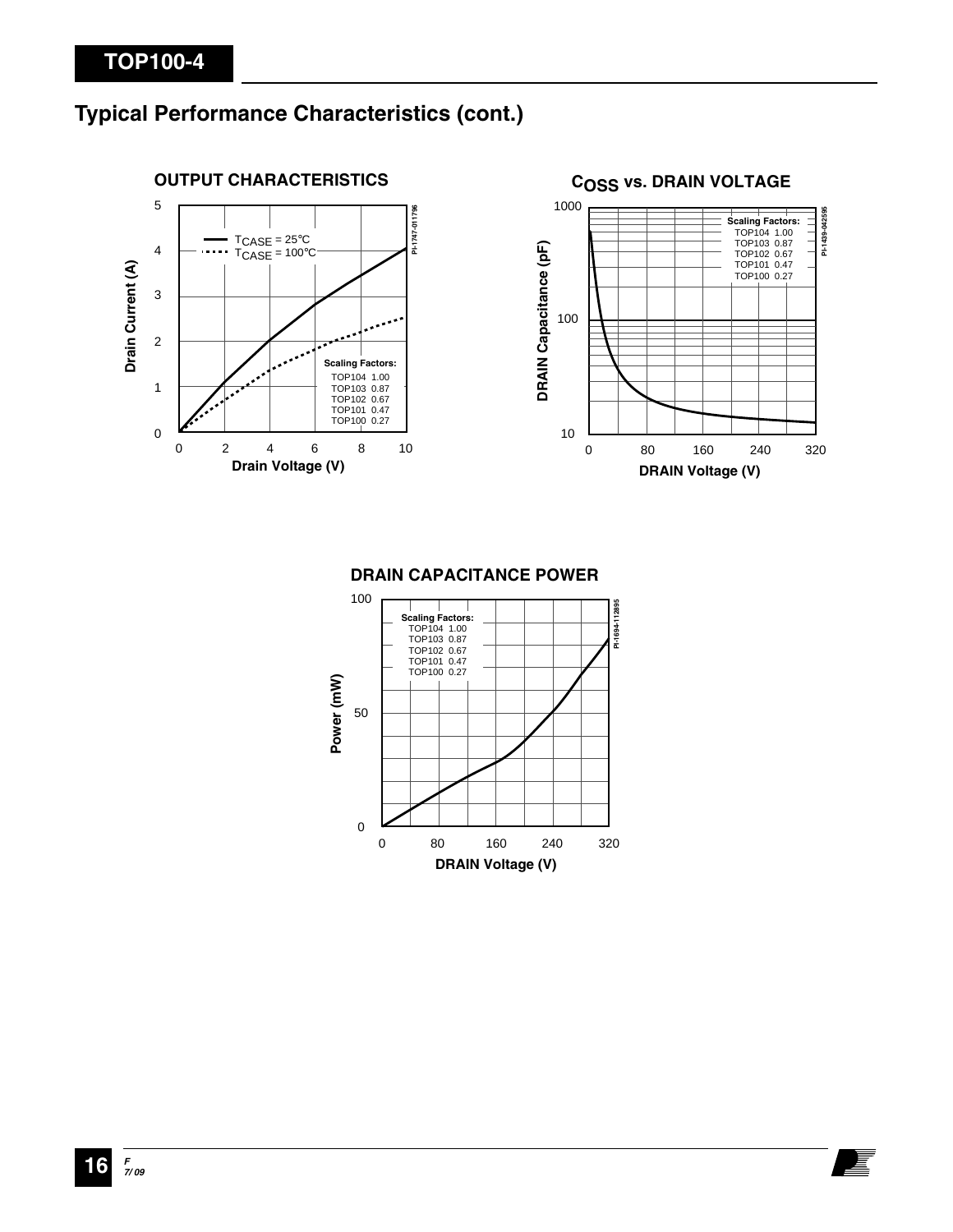## Typical Performance Characteristics (cont.)

**OUTPUT CHARACTERISTICS**

Scaling Factors:
TOP104 1.00
TOP103 0.87
TOP102 0.67
TOP101 0.47
TOP100 0.27

$T_{CASE}$ = 25°C
$T_{CASE}$ = 100°C

Drain Current (A)

Drain Voltage (V)

PI-1747-011796

**$C_{OSS}$ vs. DRAIN VOLTAGE**

Scaling Factors:
TOP104 1.00
TOP103 0.87
TOP102 0.67
TOP101 0.47
TOP100 0.27

DRAIN Capacitance (pF)

DRAIN Voltage (V)

PI-1439-042595

**DRAIN CAPACITANCE POWER**

Scaling Factors:
TOP104 1.00
TOP103 0.87
TOP102 0.67
TOP101 0.47
TOP100 0.27

Power (mW)

DRAIN Voltage (V)

PI-1694-112895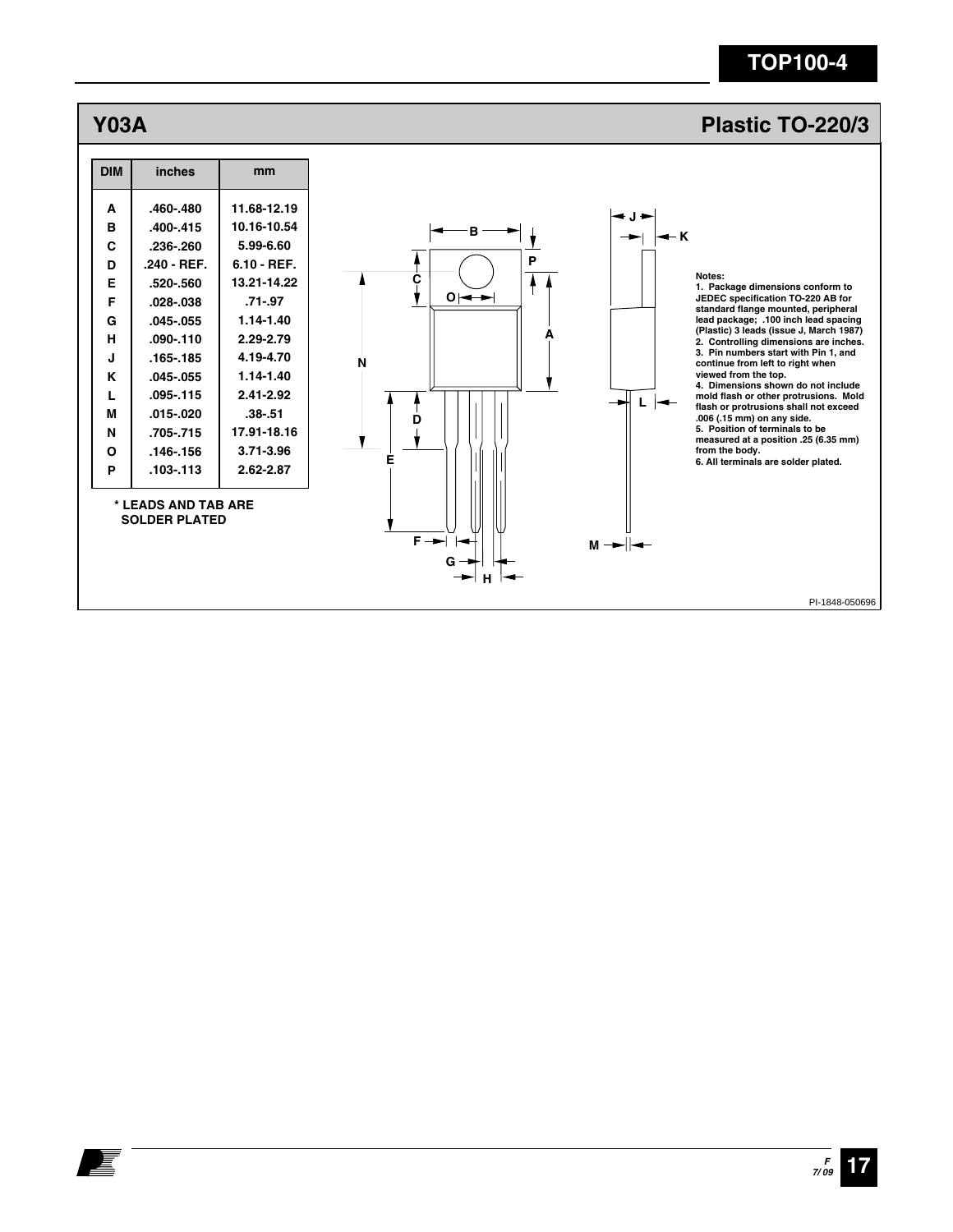## Y03A Plastic TO-220/3

| DIM | inches | mm |
|---|---|---|
| A | .460-.480 | 11.68-12.19 |
| B | .400-.415 | 10.16-10.54 |
| C | .236-.260 | 5.99-6.60 |
| D | .240 - REF. | 6.10 - REF. |
| E | .520-.560 | 13.21-14.22 |
| F | .028-.038 | .71-.97 |
| G | .045-.055 | 1.14-1.40 |
| H | .090-.110 | 2.29-2.79 |
| J | .165-.185 | 4.19-4.70 |
| K | .045-.055 | 1.14-1.40 |
| L | .095-.115 | 2.41-2.92 |
| M | .015-.020 | .38-.51 |
| N | .705-.715 | 17.91-18.16 |
| O | .146-.156 | 3.71-3.96 |
| P | .103-.113 | 2.62-2.87 |

**\* LEADS AND TAB ARE SOLDER PLATED**

**Notes:**

1. Package dimensions conform to JEDEC specification TO-220 AB for standard flange mounted, peripheral lead package; .100 inch lead spacing (Plastic) 3 leads (issue J, March 1987)
2. Controlling dimensions are inches.
3. Pin numbers start with Pin 1, and continue from left to right when viewed from the top.
4. Dimensions shown do not include mold flash or other protrusions. Mold flash or protrusions shall not exceed .006 (.15 mm) on any side.
5. Position of terminals to be measured at a position .25 (6.35 mm) from the body.
6. All terminals are solder plated.

PI-1848-050696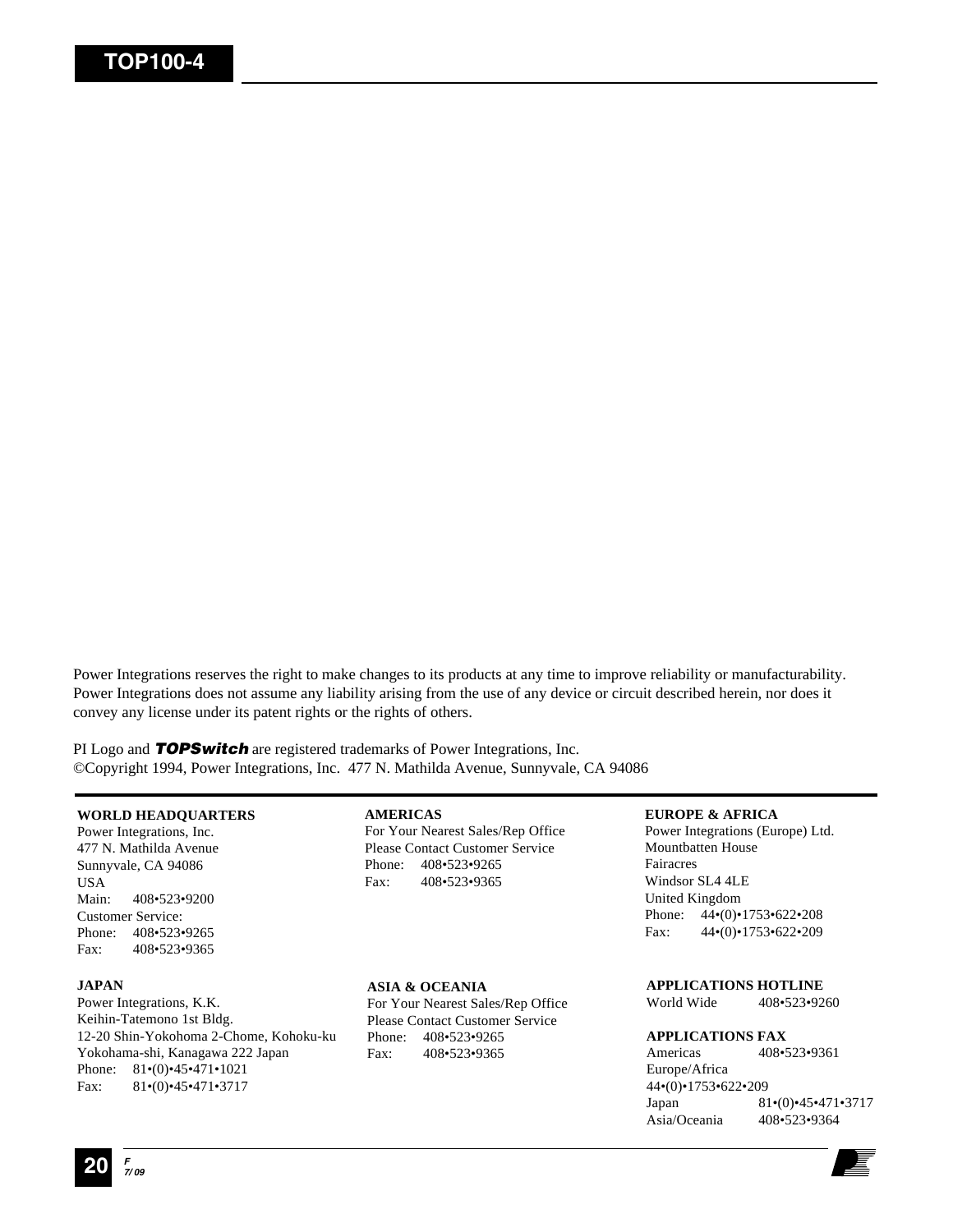Power Integrations reserves the right to make changes to its products at any time to improve reliability or manufacturability. Power Integrations does not assume any liability arising from the use of any device or circuit described herein, nor does it convey any license under its patent rights or the rights of others.

PI Logo and ***TOPSwitch*** are registered trademarks of Power Integrations, Inc.
©Copyright 1994, Power Integrations, Inc. 477 N. Mathilda Avenue, Sunnyvale, CA 94086

**WORLD HEADQUARTERS**
Power Integrations, Inc.
477 N. Mathilda Avenue
Sunnyvale, CA 94086
USA
Main: 408•523•9200
Customer Service:
Phone: 408•523•9265
Fax: 408•523•9365

**AMERICAS**
For Your Nearest Sales/Rep Office
Please Contact Customer Service
Phone: 408•523•9265
Fax: 408•523•9365

**EUROPE & AFRICA**
Power Integrations (Europe) Ltd.
Mountbatten House
Fairacres
Windsor SL4 4LE
United Kingdom
Phone: 44•(0)•1753•622•208
Fax: 44•(0)•1753•622•209

**JAPAN**
Power Integrations, K.K.
Keihin-Tatemono 1st Bldg.
12-20 Shin-Yokohoma 2-Chome, Kohoku-ku
Yokohama-shi, Kanagawa 222 Japan
Phone: 81•(0)•45•471•1021
Fax: 81•(0)•45•471•3717

**ASIA & OCEANIA**
For Your Nearest Sales/Rep Office
Please Contact Customer Service
Phone: 408•523•9265
Fax: 408•523•9365

**APPLICATIONS HOTLINE**
World Wide 408•523•9260

**APPLICATIONS FAX**
Americas 408•523•9361
Europe/Africa 44•(0)•1753•622•209
Japan 81•(0)•45•471•3717
Asia/Oceania 408•523•9364